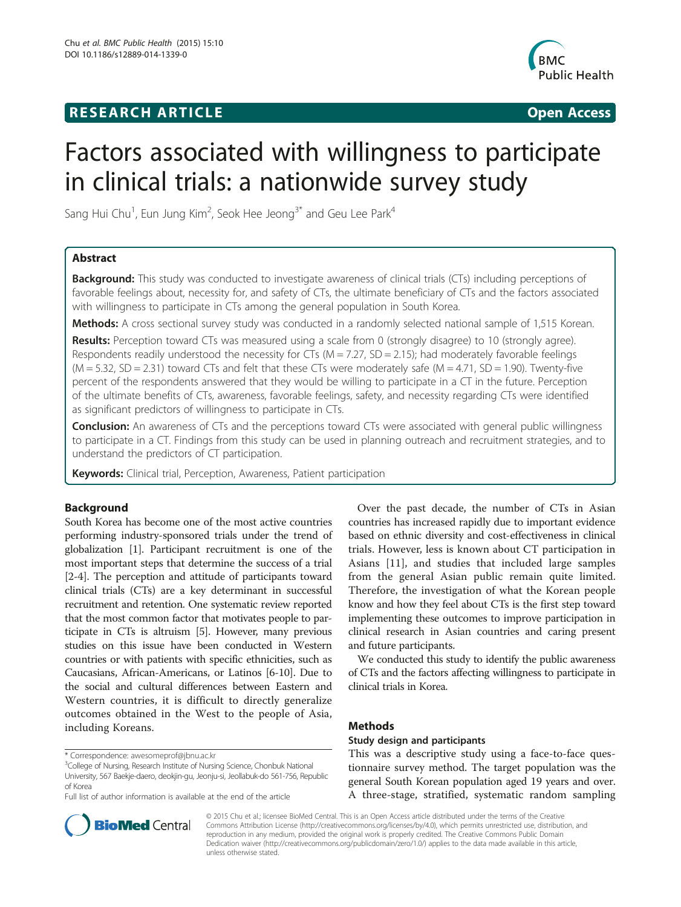**RESEARCH ARTICLE** **Open Access**

# Factors associated with willingness to participate in clinical trials: a nationwide survey study

Sang Hui Chu[1], Eun Jung Kim[2], Seok Hee Jeong[3*] and Geu Lee Park[4]

## Abstract

**Background:** This study was conducted to investigate awareness of clinical trials (CTs) including perceptions of favorable feelings about, necessity for, and safety of CTs, the ultimate beneficiary of CTs and the factors associated with willingness to participate in CTs among the general population in South Korea.

**Methods:** A cross sectional survey study was conducted in a randomly selected national sample of 1,515 Korean.

**Results:** Perception toward CTs was measured using a scale from 0 (strongly disagree) to 10 (strongly agree). Respondents readily understood the necessity for CTs (M = 7.27, SD = 2.15); had moderately favorable feelings (M = 5.32, SD = 2.31) toward CTs and felt that these CTs were moderately safe (M = 4.71, SD = 1.90). Twenty-five percent of the respondents answered that they would be willing to participate in a CT in the future. Perception of the ultimate benefits of CTs, awareness, favorable feelings, safety, and necessity regarding CTs were identified as significant predictors of willingness to participate in CTs.

**Conclusion:** An awareness of CTs and the perceptions toward CTs were associated with general public willingness to participate in a CT. Findings from this study can be used in planning outreach and recruitment strategies, and to understand the predictors of CT participation.

**Keywords:** Clinical trial, Perception, Awareness, Patient participation

## Background

South Korea has become one of the most active countries performing industry-sponsored trials under the trend of globalization [1]. Participant recruitment is one of the most important steps that determine the success of a trial [2-4]. The perception and attitude of participants toward clinical trials (CTs) are a key determinant in successful recruitment and retention. One systematic review reported that the most common factor that motivates people to participate in CTs is altruism [5]. However, many previous studies on this issue have been conducted in Western countries or with patients with specific ethnicities, such as Caucasians, African-Americans, or Latinos [6-10]. Due to the social and cultural differences between Eastern and Western countries, it is difficult to directly generalize outcomes obtained in the West to the people of Asia, including Koreans.

Over the past decade, the number of CTs in Asian countries has increased rapidly due to important evidence based on ethnic diversity and cost-effectiveness in clinical trials. However, less is known about CT participation in Asians [11], and studies that included large samples from the general Asian public remain quite limited. Therefore, the investigation of what the Korean people know and how they feel about CTs is the first step toward implementing these outcomes to improve participation in clinical research in Asian countries and caring present and future participants.

We conducted this study to identify the public awareness of CTs and the factors affecting willingness to participate in clinical trials in Korea.

## Methods

### Study design and participants

This was a descriptive study using a face-to-face questionnaire survey method. The target population was the general South Korean population aged 19 years and over. A three-stage, stratified, systematic random sampling

\* Correspondence: awesomeprof@jbnu.ac.kr
[3]College of Nursing, Research Institute of Nursing Science, Chonbuk National University, 567 Baekje-daero, deokjin-gu, Jeonju-si, Jeollabuk-do 561-756, Republic of Korea
Full list of author information is available at the end of the article

© 2015 Chu et al.; licensee BioMed Central. This is an Open Access article distributed under the terms of the Creative Commons Attribution License (http://creativecommons.org/licenses/by/4.0), which permits unrestricted use, distribution, and reproduction in any medium, provided the original work is properly credited. The Creative Commons Public Domain Dedication waiver (http://creativecommons.org/publicdomain/zero/1.0/) applies to the data made available in this article, unless otherwise stated.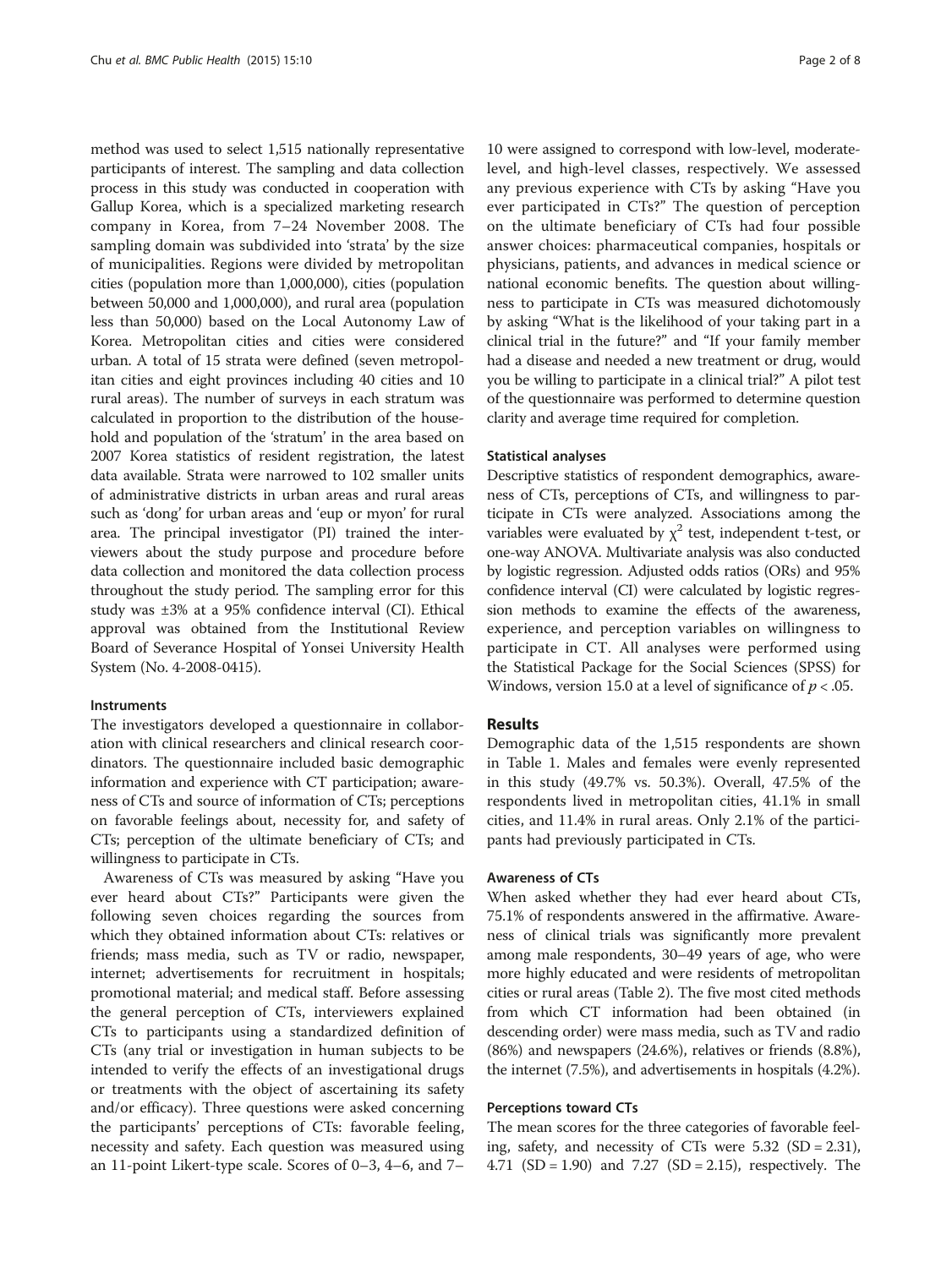method was used to select 1,515 nationally representative participants of interest. The sampling and data collection process in this study was conducted in cooperation with Gallup Korea, which is a specialized marketing research company in Korea, from 7–24 November 2008. The sampling domain was subdivided into 'strata' by the size of municipalities. Regions were divided by metropolitan cities (population more than 1,000,000), cities (population between 50,000 and 1,000,000), and rural area (population less than 50,000) based on the Local Autonomy Law of Korea. Metropolitan cities and cities were considered urban. A total of 15 strata were defined (seven metropolitan cities and eight provinces including 40 cities and 10 rural areas). The number of surveys in each stratum was calculated in proportion to the distribution of the household and population of the 'stratum' in the area based on 2007 Korea statistics of resident registration, the latest data available. Strata were narrowed to 102 smaller units of administrative districts in urban areas and rural areas such as 'dong' for urban areas and 'eup or myon' for rural area. The principal investigator (PI) trained the interviewers about the study purpose and procedure before data collection and monitored the data collection process throughout the study period. The sampling error for this study was ±3% at a 95% confidence interval (CI). Ethical approval was obtained from the Institutional Review Board of Severance Hospital of Yonsei University Health System (No. 4-2008-0415).

### Instruments

The investigators developed a questionnaire in collaboration with clinical researchers and clinical research coordinators. The questionnaire included basic demographic information and experience with CT participation; awareness of CTs and source of information of CTs; perceptions on favorable feelings about, necessity for, and safety of CTs; perception of the ultimate beneficiary of CTs; and willingness to participate in CTs.

Awareness of CTs was measured by asking "Have you ever heard about CTs?" Participants were given the following seven choices regarding the sources from which they obtained information about CTs: relatives or friends; mass media, such as TV or radio, newspaper, internet; advertisements for recruitment in hospitals; promotional material; and medical staff. Before assessing the general perception of CTs, interviewers explained CTs to participants using a standardized definition of CTs (any trial or investigation in human subjects to be intended to verify the effects of an investigational drugs or treatments with the object of ascertaining its safety and/or efficacy). Three questions were asked concerning the participants' perceptions of CTs: favorable feeling, necessity and safety. Each question was measured using an 11-point Likert-type scale. Scores of 0–3, 4–6, and 7–10 were assigned to correspond with low-level, moderate-level, and high-level classes, respectively. We assessed any previous experience with CTs by asking "Have you ever participated in CTs?" The question of perception on the ultimate beneficiary of CTs had four possible answer choices: pharmaceutical companies, hospitals or physicians, patients, and advances in medical science or national economic benefits. The question about willingness to participate in CTs was measured dichotomously by asking "What is the likelihood of your taking part in a clinical trial in the future?" and "If your family member had a disease and needed a new treatment or drug, would you be willing to participate in a clinical trial?" A pilot test of the questionnaire was performed to determine question clarity and average time required for completion.

### Statistical analyses

Descriptive statistics of respondent demographics, awareness of CTs, perceptions of CTs, and willingness to participate in CTs were analyzed. Associations among the variables were evaluated by $\chi^2$ test, independent t-test, or one-way ANOVA. Multivariate analysis was also conducted by logistic regression. Adjusted odds ratios (ORs) and 95% confidence interval (CI) were calculated by logistic regression methods to examine the effects of the awareness, experience, and perception variables on willingness to participate in CT. All analyses were performed using the Statistical Package for the Social Sciences (SPSS) for Windows, version 15.0 at a level of significance of $p < .05$.

## Results

Demographic data of the 1,515 respondents are shown in Table 1. Males and females were evenly represented in this study (49.7% vs. 50.3%). Overall, 47.5% of the respondents lived in metropolitan cities, 41.1% in small cities, and 11.4% in rural areas. Only 2.1% of the participants had previously participated in CTs.

### Awareness of CTs

When asked whether they had ever heard about CTs, 75.1% of respondents answered in the affirmative. Awareness of clinical trials was significantly more prevalent among male respondents, 30–49 years of age, who were more highly educated and were residents of metropolitan cities or rural areas (Table 2). The five most cited methods from which CT information had been obtained (in descending order) were mass media, such as TV and radio (86%) and newspapers (24.6%), relatives or friends (8.8%), the internet (7.5%), and advertisements in hospitals (4.2%).

### Perceptions toward CTs

The mean scores for the three categories of favorable feeling, safety, and necessity of CTs were 5.32 (SD = 2.31), 4.71 (SD = 1.90) and 7.27 (SD = 2.15), respectively. The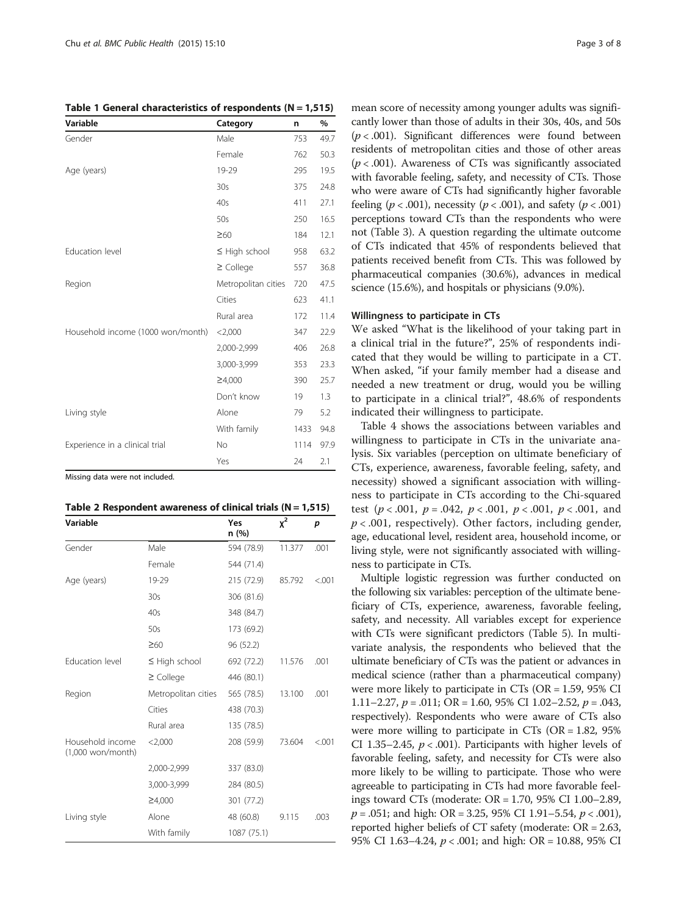**Table 1 General characteristics of respondents (N = 1,515)**

| Variable | Category | n | % |
|---|---|---|---|
| Gender | Male | 753 | 49.7 |
| | Female | 762 | 50.3 |
| Age (years) | 19-29 | 295 | 19.5 |
| | 30s | 375 | 24.8 |
| | 40s | 411 | 27.1 |
| | 50s | 250 | 16.5 |
| | ≥60 | 184 | 12.1 |
| Education level | ≤ High school | 958 | 63.2 |
| | ≥ College | 557 | 36.8 |
| Region | Metropolitan cities | 720 | 47.5 |
| | Cities | 623 | 41.1 |
| | Rural area | 172 | 11.4 |
| Household income (1000 won/month) | <2,000 | 347 | 22.9 |
| | 2,000-2,999 | 406 | 26.8 |
| | 3,000-3,999 | 353 | 23.3 |
| | ≥4,000 | 390 | 25.7 |
| | Don't know | 19 | 1.3 |
| Living style | Alone | 79 | 5.2 |
| | With family | 1433 | 94.8 |
| Experience in a clinical trial | No | 1114 | 97.9 |
| | Yes | 24 | 2.1 |

Missing data were not included.

**Table 2 Respondent awareness of clinical trials (N = 1,515)**

| Variable | | Yes n (%) | $\chi^2$ | *p* |
|---|---|---|---|---|
| Gender | Male | 594 (78.9) | 11.377 | .001 |
| | Female | 544 (71.4) | | |
| Age (years) | 19-29 | 215 (72.9) | 85.792 | <.001 |
| | 30s | 306 (81.6) | | |
| | 40s | 348 (84.7) | | |
| | 50s | 173 (69.2) | | |
| | ≥60 | 96 (52.2) | | |
| Education level | ≤ High school | 692 (72.2) | 11.576 | .001 |
| | ≥ College | 446 (80.1) | | |
| Region | Metropolitan cities | 565 (78.5) | 13.100 | .001 |
| | Cities | 438 (70.3) | | |
| | Rural area | 135 (78.5) | | |
| Household income (1,000 won/month) | <2,000 | 208 (59.9) | 73.604 | <.001 |
| | 2,000-2,999 | 337 (83.0) | | |
| | 3,000-3,999 | 284 (80.5) | | |
| | ≥4,000 | 301 (77.2) | | |
| Living style | Alone | 48 (60.8) | 9.115 | .003 |
| | With family | 1087 (75.1) | | |

mean score of necessity among younger adults was significantly lower than those of adults in their 30s, 40s, and 50s ($p < .001$). Significant differences were found between residents of metropolitan cities and those of other areas ($p < .001$). Awareness of CTs was significantly associated with favorable feeling, safety, and necessity of CTs. Those who were aware of CTs had significantly higher favorable feeling ($p < .001$), necessity ($p < .001$), and safety ($p < .001$) perceptions toward CTs than the respondents who were not (Table 3). A question regarding the ultimate outcome of CTs indicated that 45% of respondents believed that patients received benefit from CTs. This was followed by pharmaceutical companies (30.6%), advances in medical science (15.6%), and hospitals or physicians (9.0%).

#### Willingness to participate in CTs

We asked "What is the likelihood of your taking part in a clinical trial in the future?", 25% of respondents indicated that they would be willing to participate in a CT. When asked, "if your family member had a disease and needed a new treatment or drug, would you be willing to participate in a clinical trial?", 48.6% of respondents indicated their willingness to participate.

Table 4 shows the associations between variables and willingness to participate in CTs in the univariate analysis. Six variables (perception on ultimate beneficiary of CTs, experience, awareness, favorable feeling, safety, and necessity) showed a significant association with willingness to participate in CTs according to the Chi-squared test ($p < .001$, $p = .042$, $p < .001$, $p < .001$, $p < .001$, and $p < .001$, respectively). Other factors, including gender, age, educational level, resident area, household income, or living style, were not significantly associated with willingness to participate in CTs.

Multiple logistic regression was further conducted on the following six variables: perception of the ultimate beneficiary of CTs, experience, awareness, favorable feeling, safety, and necessity. All variables except for experience with CTs were significant predictors (Table 5). In multivariate analysis, the respondents who believed that the ultimate beneficiary of CTs was the patient or advances in medical science (rather than a pharmaceutical company) were more likely to participate in CTs (OR = 1.59, 95% CI 1.11–2.27, $p = .011$; OR = 1.60, 95% CI 1.02–2.52, $p = .043$, respectively). Respondents who were aware of CTs also were more willing to participate in CTs (OR = 1.82, 95% CI 1.35–2.45, $p < .001$). Participants with higher levels of favorable feeling, safety, and necessity for CTs were also more likely to be willing to participate. Those who were agreeable to participating in CTs had more favorable feelings toward CTs (moderate: OR = 1.70, 95% CI 1.00–2.89, $p = .051$; and high: OR = 3.25, 95% CI 1.91–5.54, $p < .001$), reported higher beliefs of CT safety (moderate: OR = 2.63, 95% CI 1.63–4.24, $p < .001$; and high: OR = 10.88, 95% CI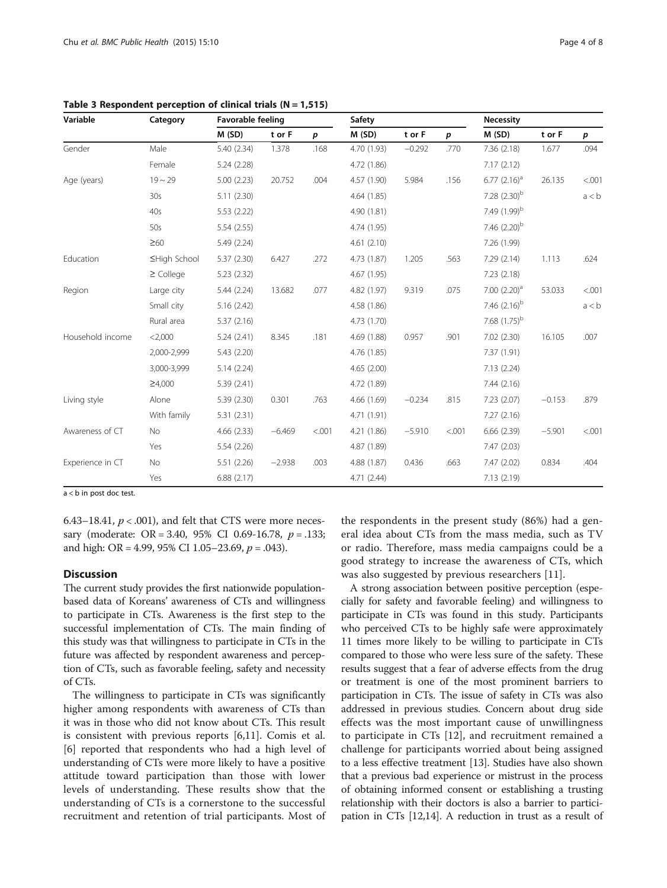**Table 3 Respondent perception of clinical trials (N = 1,515)**

| Variable | Category | Favorable feeling | | | Safety | | | Necessity | | |
|---|---|---|---|---|---|---|---|---|---|---|
| | | M (SD) | t or F | *p* | M (SD) | t or F | *p* | M (SD) | t or F | *p* |
| Gender | Male | 5.40 (2.34) | 1.378 | .168 | 4.70 (1.93) | −0.292 | .770 | 7.36 (2.18) | 1.677 | .094 |
| | Female | 5.24 (2.28) | | | 4.72 (1.86) | | | 7.17 (2.12) | | |
| Age (years) | 19 ~ 29 | 5.00 (2.23) | 20.752 | .004 | 4.57 (1.90) | 5.984 | .156 | 6.77 (2.16)[a] | 26.135 | <.001 |
| | 30s | 5.11 (2.30) | | | 4.64 (1.85) | | | 7.28 (2.30)[b] | | a < b |
| | 40s | 5.53 (2.22) | | | 4.90 (1.81) | | | 7.49 (1.99)[b] | | |
| | 50s | 5.54 (2.55) | | | 4.74 (1.95) | | | 7.46 (2.20)[b] | | |
| | ≥60 | 5.49 (2.24) | | | 4.61 (2.10) | | | 7.26 (1.99) | | |
| Education | ≤High School | 5.37 (2.30) | 6.427 | .272 | 4.73 (1.87) | 1.205 | .563 | 7.29 (2.14) | 1.113 | .624 |
| | ≥ College | 5.23 (2.32) | | | 4.67 (1.95) | | | 7.23 (2.18) | | |
| Region | Large city | 5.44 (2.24) | 13.682 | .077 | 4.82 (1.97) | 9.319 | .075 | 7.00 (2.20)[a] | 53.033 | <.001 |
| | Small city | 5.16 (2.42) | | | 4.58 (1.86) | | | 7.46 (2.16)[b] | | a < b |
| | Rural area | 5.37 (2.16) | | | 4.73 (1.70) | | | 7.68 (1.75)[b] | | |
| Household income | <2,000 | 5.24 (2.41) | 8.345 | .181 | 4.69 (1.88) | 0.957 | .901 | 7.02 (2.30) | 16.105 | .007 |
| | 2,000-2,999 | 5.43 (2.20) | | | 4.76 (1.85) | | | 7.37 (1.91) | | |
| | 3,000-3,999 | 5.14 (2.24) | | | 4.65 (2.00) | | | 7.13 (2.24) | | |
| | ≥4,000 | 5.39 (2.41) | | | 4.72 (1.89) | | | 7.44 (2.16) | | |
| Living style | Alone | 5.39 (2.30) | 0.301 | .763 | 4.66 (1.69) | −0.234 | .815 | 7.23 (2.07) | −0.153 | .879 |
| | With family | 5.31 (2.31) | | | 4.71 (1.91) | | | 7.27 (2.16) | | |
| Awareness of CT | No | 4.66 (2.33) | −6.469 | <.001 | 4.21 (1.86) | −5.910 | <.001 | 6.66 (2.39) | −5.901 | <.001 |
| | Yes | 5.54 (2.26) | | | 4.87 (1.89) | | | 7.47 (2.03) | | |
| Experience in CT | No | 5.51 (2.26) | −2.938 | .003 | 4.88 (1.87) | 0.436 | .663 | 7.47 (2.02) | 0.834 | .404 |
| | Yes | 6.88 (2.17) | | | 4.71 (2.44) | | | 7.13 (2.19) | | |

a < b in post doc test.

6.43–18.41, $p < .001$), and felt that CTS were more necessary (moderate: OR = 3.40, 95% CI 0.69-16.78, $p = .133$; and high: OR = 4.99, 95% CI 1.05–23.69, $p = .043$).

## Discussion

The current study provides the first nationwide population-based data of Koreans' awareness of CTs and willingness to participate in CTs. Awareness is the first step to the successful implementation of CTs. The main finding of this study was that willingness to participate in CTs in the future was affected by respondent awareness and perception of CTs, such as favorable feeling, safety and necessity of CTs.

The willingness to participate in CTs was significantly higher among respondents with awareness of CTs than it was in those who did not know about CTs. This result is consistent with previous reports [6,11]. Comis et al. [6] reported that respondents who had a high level of understanding of CTs were more likely to have a positive attitude toward participation than those with lower levels of understanding. These results show that the understanding of CTs is a cornerstone to the successful recruitment and retention of trial participants. Most of the respondents in the present study (86%) had a general idea about CTs from the mass media, such as TV or radio. Therefore, mass media campaigns could be a good strategy to increase the awareness of CTs, which was also suggested by previous researchers [11].

A strong association between positive perception (especially for safety and favorable feeling) and willingness to participate in CTs was found in this study. Participants who perceived CTs to be highly safe were approximately 11 times more likely to be willing to participate in CTs compared to those who were less sure of the safety. These results suggest that a fear of adverse effects from the drug or treatment is one of the most prominent barriers to participation in CTs. The issue of safety in CTs was also addressed in previous studies. Concern about drug side effects was the most important cause of unwillingness to participate in CTs [12], and recruitment remained a challenge for participants worried about being assigned to a less effective treatment [13]. Studies have also shown that a previous bad experience or mistrust in the process of obtaining informed consent or establishing a trusting relationship with their doctors is also a barrier to participation in CTs [12,14]. A reduction in trust as a result of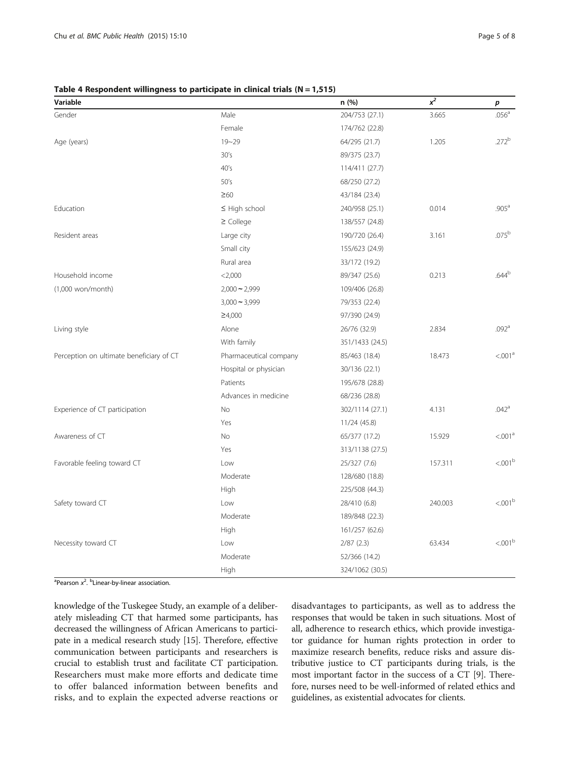**Table 4 Respondent willingness to participate in clinical trials (N = 1,515)**

| Variable | | n (%) | $x^2$ | $p$ |
|---|---|---|---|---|
| Gender | Male | 204/753 (27.1) | 3.665 | .056[a] |
| | Female | 174/762 (22.8) | | |
| Age (years) | 19~29 | 64/295 (21.7) | 1.205 | .272[b] |
| | 30's | 89/375 (23.7) | | |
| | 40's | 114/411 (27.7) | | |
| | 50's | 68/250 (27.2) | | |
| | ≥60 | 43/184 (23.4) | | |
| Education | ≤ High school | 240/958 (25.1) | 0.014 | .905[a] |
| | ≥ College | 138/557 (24.8) | | |
| Resident areas | Large city | 190/720 (26.4) | 3.161 | .075[b] |
| | Small city | 155/623 (24.9) | | |
| | Rural area | 33/172 (19.2) | | |
| Household income | <2,000 | 89/347 (25.6) | 0.213 | .644[b] |
| (1,000 won/month) | 2,000 ~ 2,999 | 109/406 (26.8) | | |
| | 3,000 ~ 3,999 | 79/353 (22.4) | | |
| | ≥4,000 | 97/390 (24.9) | | |
| Living style | Alone | 26/76 (32.9) | 2.834 | .092[a] |
| | With family | 351/1433 (24.5) | | |
| Perception on ultimate beneficiary of CT | Pharmaceutical company | 85/463 (18.4) | 18.473 | <.001[a] |
| | Hospital or physician | 30/136 (22.1) | | |
| | Patients | 195/678 (28.8) | | |
| | Advances in medicine | 68/236 (28.8) | | |
| Experience of CT participation | No | 302/1114 (27.1) | 4.131 | .042[a] |
| | Yes | 11/24 (45.8) | | |
| Awareness of CT | No | 65/377 (17.2) | 15.929 | <.001[a] |
| | Yes | 313/1138 (27.5) | | |
| Favorable feeling toward CT | Low | 25/327 (7.6) | 157.311 | <.001[b] |
| | Moderate | 128/680 (18.8) | | |
| | High | 225/508 (44.3) | | |
| Safety toward CT | Low | 28/410 (6.8) | 240.003 | <.001[b] |
| | Moderate | 189/848 (22.3) | | |
| | High | 161/257 (62.6) | | |
| Necessity toward CT | Low | 2/87 (2.3) | 63.434 | <.001[b] |
| | Moderate | 52/366 (14.2) | | |
| | High | 324/1062 (30.5) | | |

[a]Pearson $x^2$. [b]Linear-by-linear association.

knowledge of the Tuskegee Study, an example of a deliberately misleading CT that harmed some participants, has decreased the willingness of African Americans to participate in a medical research study [15]. Therefore, effective communication between participants and researchers is crucial to establish trust and facilitate CT participation. Researchers must make more efforts and dedicate time to offer balanced information between benefits and risks, and to explain the expected adverse reactions or disadvantages to participants, as well as to address the responses that would be taken in such situations. Most of all, adherence to research ethics, which provide investigator guidance for human rights protection in order to maximize research benefits, reduce risks and assure distributive justice to CT participants during trials, is the most important factor in the success of a CT [9]. Therefore, nurses need to be well-informed of related ethics and guidelines, as existential advocates for clients.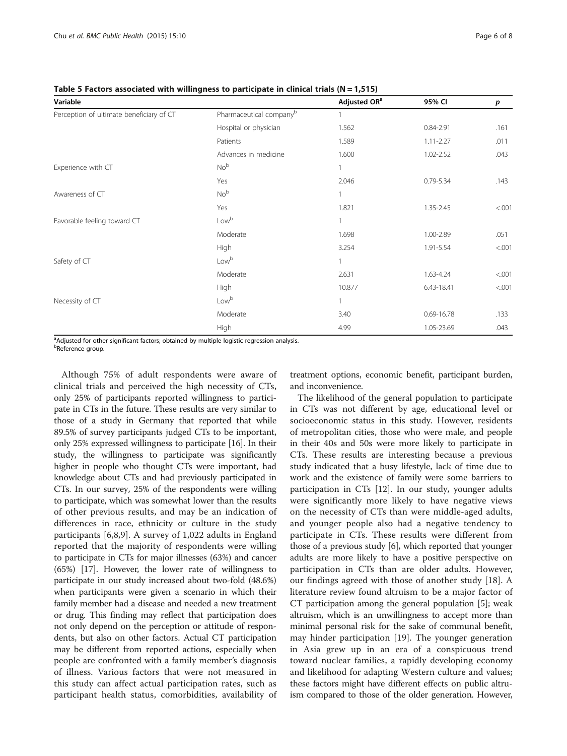**Table 5 Factors associated with willingness to participate in clinical trials (N = 1,515)**

| Variable | | Adjusted OR[a] | 95% CI | p |
|---|---|---|---|---|
| Perception of ultimate beneficiary of CT | Pharmaceutical company[b] | 1 | | |
| | Hospital or physician | 1.562 | 0.84-2.91 | .161 |
| | Patients | 1.589 | 1.11-2.27 | .011 |
| | Advances in medicine | 1.600 | 1.02-2.52 | .043 |
| Experience with CT | No[b] | 1 | | |
| | Yes | 2.046 | 0.79-5.34 | .143 |
| Awareness of CT | No[b] | 1 | | |
| | Yes | 1.821 | 1.35-2.45 | <.001 |
| Favorable feeling toward CT | Low[b] | 1 | | |
| | Moderate | 1.698 | 1.00-2.89 | .051 |
| | High | 3.254 | 1.91-5.54 | <.001 |
| Safety of CT | Low[b] | 1 | | |
| | Moderate | 2.631 | 1.63-4.24 | <.001 |
| | High | 10.877 | 6.43-18.41 | <.001 |
| Necessity of CT | Low[b] | 1 | | |
| | Moderate | 3.40 | 0.69-16.78 | .133 |
| | High | 4.99 | 1.05-23.69 | .043 |

[a]Adjusted for other significant factors; obtained by multiple logistic regression analysis.
[b]Reference group.

Although 75% of adult respondents were aware of clinical trials and perceived the high necessity of CTs, only 25% of participants reported willingness to participate in CTs in the future. These results are very similar to those of a study in Germany that reported that while 89.5% of survey participants judged CTs to be important, only 25% expressed willingness to participate [16]. In their study, the willingness to participate was significantly higher in people who thought CTs were important, had knowledge about CTs and had previously participated in CTs. In our survey, 25% of the respondents were willing to participate, which was somewhat lower than the results of other previous results, and may be an indication of differences in race, ethnicity or culture in the study participants [6,8,9]. A survey of 1,022 adults in England reported that the majority of respondents were willing to participate in CTs for major illnesses (63%) and cancer (65%) [17]. However, the lower rate of willingness to participate in our study increased about two-fold (48.6%) when participants were given a scenario in which their family member had a disease and needed a new treatment or drug. This finding may reflect that participation does not only depend on the perception or attitude of respondents, but also on other factors. Actual CT participation may be different from reported actions, especially when people are confronted with a family member's diagnosis of illness. Various factors that were not measured in this study can affect actual participation rates, such as participant health status, comorbidities, availability of treatment options, economic benefit, participant burden, and inconvenience.

The likelihood of the general population to participate in CTs was not different by age, educational level or socioeconomic status in this study. However, residents of metropolitan cities, those who were male, and people in their 40s and 50s were more likely to participate in CTs. These results are interesting because a previous study indicated that a busy lifestyle, lack of time due to work and the existence of family were some barriers to participation in CTs [12]. In our study, younger adults were significantly more likely to have negative views on the necessity of CTs than were middle-aged adults, and younger people also had a negative tendency to participate in CTs. These results were different from those of a previous study [6], which reported that younger adults are more likely to have a positive perspective on participation in CTs than are older adults. However, our findings agreed with those of another study [18]. A literature review found altruism to be a major factor of CT participation among the general population [5]; weak altruism, which is an unwillingness to accept more than minimal personal risk for the sake of communal benefit, may hinder participation [19]. The younger generation in Asia grew up in an era of a conspicuous trend toward nuclear families, a rapidly developing economy and likelihood for adapting Western culture and values; these factors might have different effects on public altruism compared to those of the older generation. However,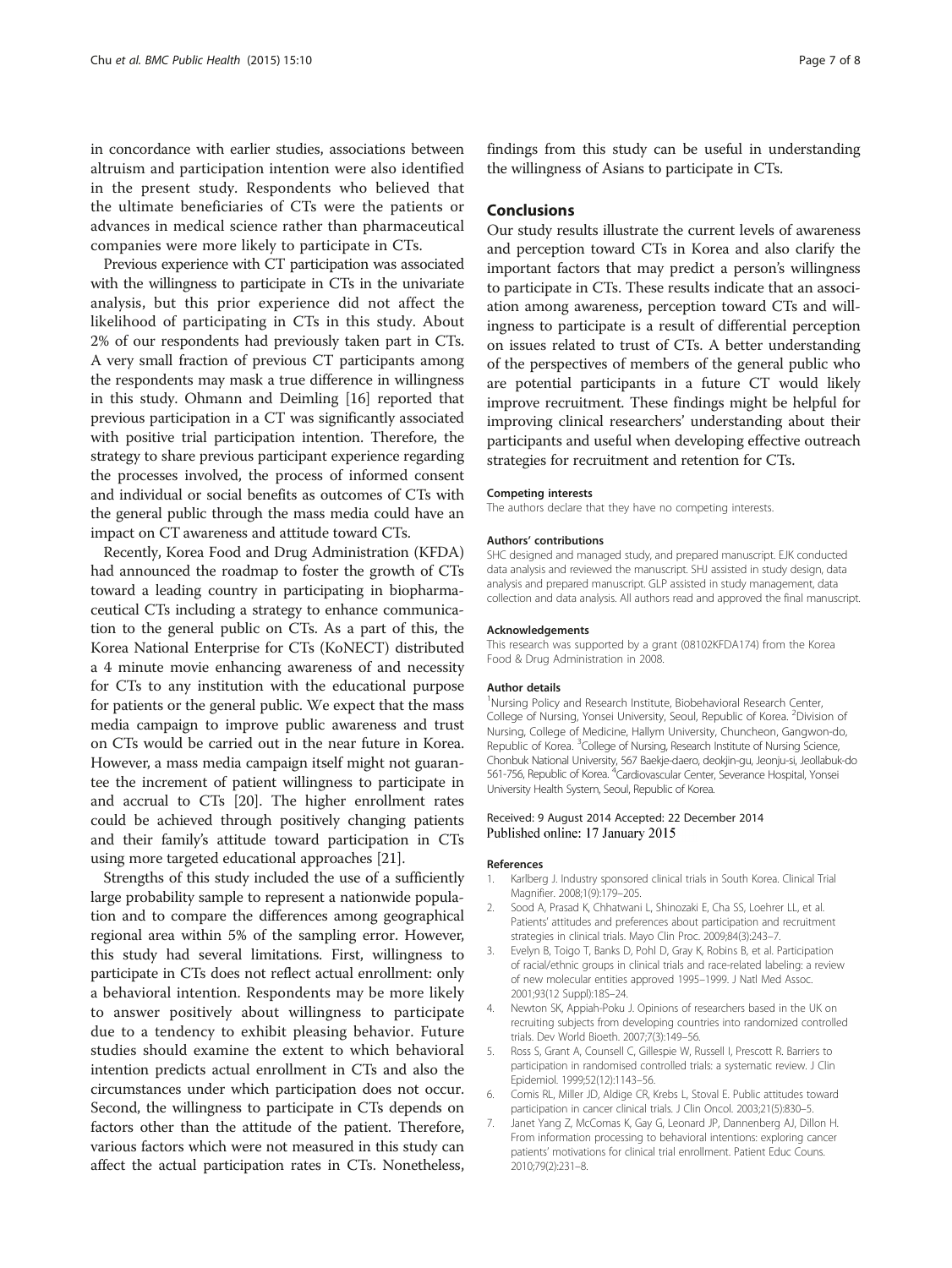in concordance with earlier studies, associations between altruism and participation intention were also identified in the present study. Respondents who believed that the ultimate beneficiaries of CTs were the patients or advances in medical science rather than pharmaceutical companies were more likely to participate in CTs.

Previous experience with CT participation was associated with the willingness to participate in CTs in the univariate analysis, but this prior experience did not affect the likelihood of participating in CTs in this study. About 2% of our respondents had previously taken part in CTs. A very small fraction of previous CT participants among the respondents may mask a true difference in willingness in this study. Ohmann and Deimling [16] reported that previous participation in a CT was significantly associated with positive trial participation intention. Therefore, the strategy to share previous participant experience regarding the processes involved, the process of informed consent and individual or social benefits as outcomes of CTs with the general public through the mass media could have an impact on CT awareness and attitude toward CTs.

Recently, Korea Food and Drug Administration (KFDA) had announced the roadmap to foster the growth of CTs toward a leading country in participating in biopharmaceutical CTs including a strategy to enhance communication to the general public on CTs. As a part of this, the Korea National Enterprise for CTs (KoNECT) distributed a 4 minute movie enhancing awareness of and necessity for CTs to any institution with the educational purpose for patients or the general public. We expect that the mass media campaign to improve public awareness and trust on CTs would be carried out in the near future in Korea. However, a mass media campaign itself might not guarantee the increment of patient willingness to participate in and accrual to CTs [20]. The higher enrollment rates could be achieved through positively changing patients and their family's attitude toward participation in CTs using more targeted educational approaches [21].

Strengths of this study included the use of a sufficiently large probability sample to represent a nationwide population and to compare the differences among geographical regional area within 5% of the sampling error. However, this study had several limitations. First, willingness to participate in CTs does not reflect actual enrollment: only a behavioral intention. Respondents may be more likely to answer positively about willingness to participate due to a tendency to exhibit pleasing behavior. Future studies should examine the extent to which behavioral intention predicts actual enrollment in CTs and also the circumstances under which participation does not occur. Second, the willingness to participate in CTs depends on factors other than the attitude of the patient. Therefore, various factors which were not measured in this study can affect the actual participation rates in CTs. Nonetheless, findings from this study can be useful in understanding the willingness of Asians to participate in CTs.

## Conclusions

Our study results illustrate the current levels of awareness and perception toward CTs in Korea and also clarify the important factors that may predict a person's willingness to participate in CTs. These results indicate that an association among awareness, perception toward CTs and willingness to participate is a result of differential perception on issues related to trust of CTs. A better understanding of the perspectives of members of the general public who are potential participants in a future CT would likely improve recruitment. These findings might be helpful for improving clinical researchers' understanding about their participants and useful when developing effective outreach strategies for recruitment and retention for CTs.

#### Competing interests

The authors declare that they have no competing interests.

#### Authors' contributions

SHC designed and managed study, and prepared manuscript. EJK conducted data analysis and reviewed the manuscript. SHJ assisted in study design, data analysis and prepared manuscript. GLP assisted in study management, data collection and data analysis. All authors read and approved the final manuscript.

#### Acknowledgements

This research was supported by a grant (08102KFDA174) from the Korea Food & Drug Administration in 2008.

#### Author details

[1]Nursing Policy and Research Institute, Biobehavioral Research Center, College of Nursing, Yonsei University, Seoul, Republic of Korea. [2]Division of Nursing, College of Medicine, Hallym University, Chuncheon, Gangwon-do, Republic of Korea. [3]College of Nursing, Research Institute of Nursing Science, Chonbuk National University, 567 Baekje-daero, deokjin-gu, Jeonju-si, Jeollabuk-do 561-756, Republic of Korea. [4]Cardiovascular Center, Severance Hospital, Yonsei University Health System, Seoul, Republic of Korea.

Received: 9 August 2014 Accepted: 22 December 2014
Published online: 17 January 2015

#### References

1. Karlberg J. Industry sponsored clinical trials in South Korea. Clinical Trial Magnifier. 2008;1(9):179–205.
2. Sood A, Prasad K, Chhatwani L, Shinozaki E, Cha SS, Loehrer LL, et al. Patients' attitudes and preferences about participation and recruitment strategies in clinical trials. Mayo Clin Proc. 2009;84(3):243–7.
3. Evelyn B, Toigo T, Banks D, Pohl D, Gray K, Robins B, et al. Participation of racial/ethnic groups in clinical trials and race-related labeling: a review of new molecular entities approved 1995–1999. J Natl Med Assoc. 2001;93(12 Suppl):18S–24.
4. Newton SK, Appiah-Poku J. Opinions of researchers based in the UK on recruiting subjects from developing countries into randomized controlled trials. Dev World Bioeth. 2007;7(3):149–56.
5. Ross S, Grant A, Counsell C, Gillespie W, Russell I, Prescott R. Barriers to participation in randomised controlled trials: a systematic review. J Clin Epidemiol. 1999;52(12):1143–56.
6. Comis RL, Miller JD, Aldige CR, Krebs L, Stoval E. Public attitudes toward participation in cancer clinical trials. J Clin Oncol. 2003;21(5):830–5.
7. Janet Yang Z, McComas K, Gay G, Leonard JP, Dannenberg AJ, Dillon H. From information processing to behavioral intentions: exploring cancer patients' motivations for clinical trial enrollment. Patient Educ Couns. 2010;79(2):231–8.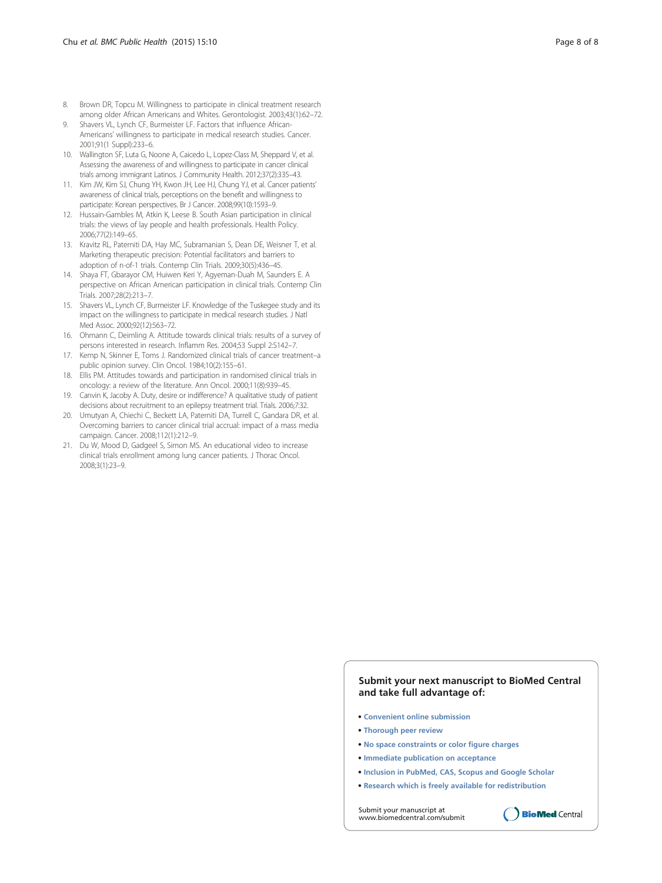8. Brown DR, Topcu M. Willingness to participate in clinical treatment research among older African Americans and Whites. Gerontologist. 2003;43(1):62–72.
9. Shavers VL, Lynch CF, Burmeister LF. Factors that influence African-Americans' willingness to participate in medical research studies. Cancer. 2001;91(1 Suppl):233–6.
10. Wallington SF, Luta G, Noone A, Caicedo L, Lopez-Class M, Sheppard V, et al. Assessing the awareness of and willingness to participate in cancer clinical trials among immigrant Latinos. J Community Health. 2012;37(2):335–43.
11. Kim JW, Kim SJ, Chung YH, Kwon JH, Lee HJ, Chung YJ, et al. Cancer patients' awareness of clinical trials, perceptions on the benefit and willingness to participate: Korean perspectives. Br J Cancer. 2008;99(10):1593–9.
12. Hussain-Gambles M, Atkin K, Leese B. South Asian participation in clinical trials: the views of lay people and health professionals. Health Policy. 2006;77(2):149–65.
13. Kravitz RL, Paterniti DA, Hay MC, Subramanian S, Dean DE, Weisner T, et al. Marketing therapeutic precision: Potential facilitators and barriers to adoption of n-of-1 trials. Contemp Clin Trials. 2009;30(5):436–45.
14. Shaya FT, Gbarayor CM, Huiwen Keri Y, Agyeman-Duah M, Saunders E. A perspective on African American participation in clinical trials. Contemp Clin Trials. 2007;28(2):213–7.
15. Shavers VL, Lynch CF, Burmeister LF. Knowledge of the Tuskegee study and its impact on the willingness to participate in medical research studies. J Natl Med Assoc. 2000;92(12):563–72.
16. Ohmann C, Deimling A. Attitude towards clinical trials: results of a survey of persons interested in research. Inflamm Res. 2004;53 Suppl 2:S142–7.
17. Kemp N, Skinner E, Toms J. Randomized clinical trials of cancer treatment–a public opinion survey. Clin Oncol. 1984;10(2):155–61.
18. Ellis PM. Attitudes towards and participation in randomised clinical trials in oncology: a review of the literature. Ann Oncol. 2000;11(8):939–45.
19. Canvin K, Jacoby A. Duty, desire or indifference? A qualitative study of patient decisions about recruitment to an epilepsy treatment trial. Trials. 2006;7:32.
20. Umutyan A, Chiechi C, Beckett LA, Paterniti DA, Turrell C, Gandara DR, et al. Overcoming barriers to cancer clinical trial accrual: impact of a mass media campaign. Cancer. 2008;112(1):212–9.
21. Du W, Mood D, Gadgeel S, Simon MS. An educational video to increase clinical trials enrollment among lung cancer patients. J Thorac Oncol. 2008;3(1):23–9.

**Submit your next manuscript to BioMed Central and take full advantage of:**

- **Convenient online submission**
- **Thorough peer review**
- **No space constraints or color figure charges**
- **Immediate publication on acceptance**
- **Inclusion in PubMed, CAS, Scopus and Google Scholar**
- **Research which is freely available for redistribution**

Submit your manuscript at
www.biomedcentral.com/submit

BioMed Central